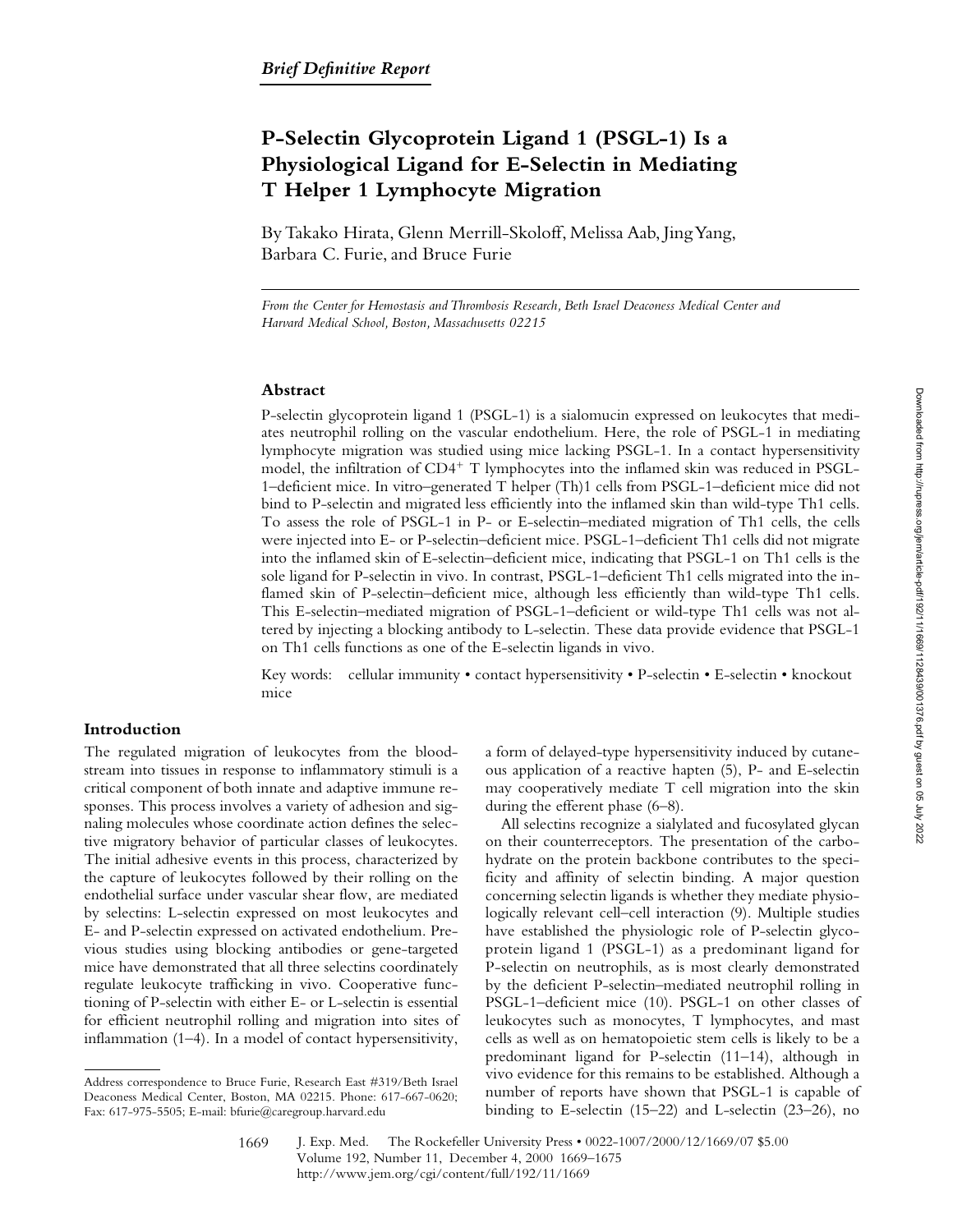*Brief Definitive Report*

# P-Selectin Glycoprotein Ligand 1 (PSGL-1) Is a Physiological Ligand for E-Selectin in Mediating T Helper 1 Lymphocyte Migration

By Takako Hirata, Glenn Merrill-Skoloff, Melissa Aab, Jing Yang, Barbara C. Furie, and Bruce Furie

*From the Center for Hemostasis and Thrombosis Research, Beth Israel Deaconess Medical Center and Harvard Medical School, Boston, Massachusetts 02215*

## Abstract

P-selectin glycoprotein ligand 1 (PSGL-1) is a sialomucin expressed on leukocytes that mediates neutrophil rolling on the vascular endothelium. Here, the role of PSGL-1 in mediating lymphocyte migration was studied using mice lacking PSGL-1. In a contact hypersensitivity model, the infiltration of $CD4^+$ T lymphocytes into the inflamed skin was reduced in PSGL-1–deficient mice. In vitro–generated T helper (Th)1 cells from PSGL-1–deficient mice did not bind to P-selectin and migrated less efficiently into the inflamed skin than wild-type Th1 cells. To assess the role of PSGL-1 in P- or E-selectin–mediated migration of Th1 cells, the cells were injected into E- or P-selectin–deficient mice. PSGL-1–deficient Th1 cells did not migrate into the inflamed skin of E-selectin–deficient mice, indicating that PSGL-1 on Th1 cells is the sole ligand for P-selectin in vivo. In contrast, PSGL-1–deficient Th1 cells migrated into the inflamed skin of P-selectin–deficient mice, although less efficiently than wild-type Th1 cells. This E-selectin–mediated migration of PSGL-1–deficient or wild-type Th1 cells was not altered by injecting a blocking antibody to L-selectin. These data provide evidence that PSGL-1 on Th1 cells functions as one of the E-selectin ligands in vivo.

Key words: cellular immunity • contact hypersensitivity • P-selectin • E-selectin • knockout mice

## Introduction

The regulated migration of leukocytes from the bloodstream into tissues in response to inflammatory stimuli is a critical component of both innate and adaptive immune responses. This process involves a variety of adhesion and signaling molecules whose coordinate action defines the selective migratory behavior of particular classes of leukocytes. The initial adhesive events in this process, characterized by the capture of leukocytes followed by their rolling on the endothelial surface under vascular shear flow, are mediated by selectins: L-selectin expressed on most leukocytes and E- and P-selectin expressed on activated endothelium. Previous studies using blocking antibodies or gene-targeted mice have demonstrated that all three selectins coordinately regulate leukocyte trafficking in vivo. Cooperative functioning of P-selectin with either E- or L-selectin is essential for efficient neutrophil rolling and migration into sites of inflammation (1–4). In a model of contact hypersensitivity, a form of delayed-type hypersensitivity induced by cutaneous application of a reactive hapten (5), P- and E-selectin may cooperatively mediate T cell migration into the skin during the efferent phase (6–8).

All selectins recognize a sialylated and fucosylated glycan on their counterreceptors. The presentation of the carbohydrate on the protein backbone contributes to the specificity and affinity of selectin binding. A major question concerning selectin ligands is whether they mediate physiologically relevant cell–cell interaction (9). Multiple studies have established the physiologic role of P-selectin glycoprotein ligand 1 (PSGL-1) as a predominant ligand for P-selectin on neutrophils, as is most clearly demonstrated by the deficient P-selectin–mediated neutrophil rolling in PSGL-1–deficient mice (10). PSGL-1 on other classes of leukocytes such as monocytes, T lymphocytes, and mast cells as well as on hematopoietic stem cells is likely to be a predominant ligand for P-selectin (11–14), although in vivo evidence for this remains to be established. Although a number of reports have shown that PSGL-1 is capable of binding to E-selectin (15–22) and L-selectin (23–26), no

Address correspondence to Bruce Furie, Research East #319/Beth Israel Deaconess Medical Center, Boston, MA 02215. Phone: 617-667-0620; Fax: 617-975-5505; E-mail: bfurie@caregroup.harvard.edu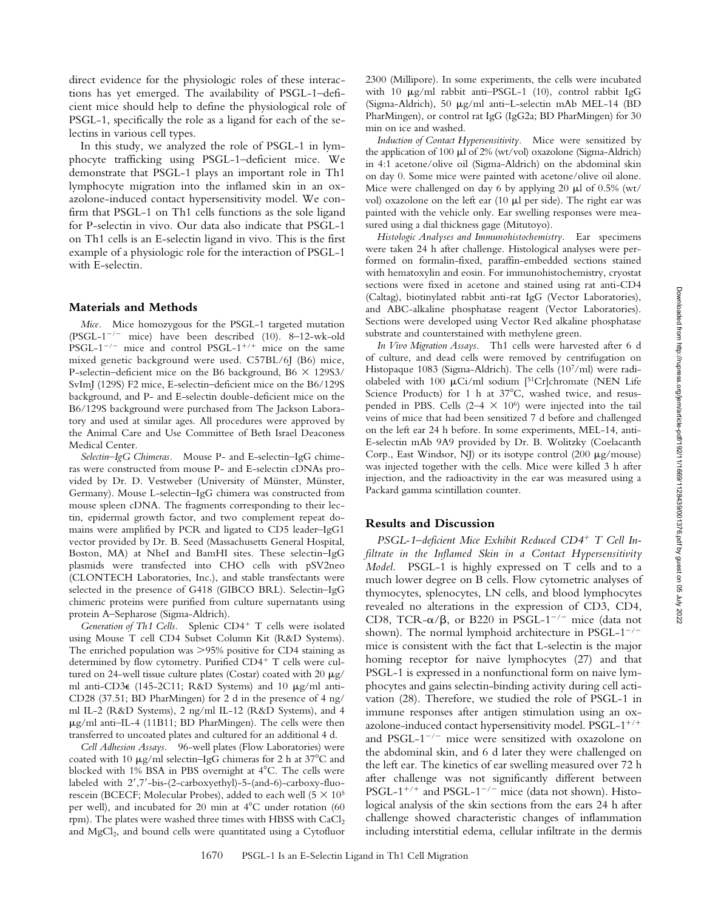direct evidence for the physiologic roles of these interactions has yet emerged. The availability of PSGL-1–deficient mice should help to define the physiological role of PSGL-1, specifically the role as a ligand for each of the selectins in various cell types.

In this study, we analyzed the role of PSGL-1 in lymphocyte trafficking using PSGL-1–deficient mice. We demonstrate that PSGL-1 plays an important role in Th1 lymphocyte migration into the inflamed skin in an oxazolone-induced contact hypersensitivity model. We confirm that PSGL-1 on Th1 cells functions as the sole ligand for P-selectin in vivo. Our data also indicate that PSGL-1 on Th1 cells is an E-selectin ligand in vivo. This is the first example of a physiologic role for the interaction of PSGL-1 with E-selectin.

## Materials and Methods

*Mice.* Mice homozygous for the PSGL-1 targeted mutation (PSGL-1$^{-/-}$ mice) have been described (10). 8–12-wk-old PSGL-1$^{-/-}$ mice and control PSGL-1$^{+/+}$ mice on the same mixed genetic background were used. C57BL/6J (B6) mice, P-selectin–deficient mice on the B6 background, B6 × 129S3/SvImJ (129S) F2 mice, E-selectin–deficient mice on the B6/129S background, and P- and E-selectin double-deficient mice on the B6/129S background were purchased from The Jackson Laboratory and used at similar ages. All procedures were approved by the Animal Care and Use Committee of Beth Israel Deaconess Medical Center.

*Selectin–IgG Chimeras.* Mouse P- and E-selectin–IgG chimeras were constructed from mouse P- and E-selectin cDNAs provided by Dr. D. Vestweber (University of Münster, Münster, Germany). Mouse L-selectin–IgG chimera was constructed from mouse spleen cDNA. The fragments corresponding to their lectin, epidermal growth factor, and two complement repeat domains were amplified by PCR and ligated to CD5 leader–IgG1 vector provided by Dr. B. Seed (Massachusetts General Hospital, Boston, MA) at NheI and BamHI sites. These selectin–IgG plasmids were transfected into CHO cells with pSV2neo (CLONTECH Laboratories, Inc.), and stable transfectants were selected in the presence of G418 (GIBCO BRL). Selectin–IgG chimeric proteins were purified from culture supernatants using protein A–Sepharose (Sigma-Aldrich).

*Generation of Th1 Cells.* Splenic CD4$^{+}$ T cells were isolated using Mouse T cell CD4 Subset Column Kit (R&D Systems). The enriched population was >95% positive for CD4 staining as determined by flow cytometry. Purified CD4$^{+}$ T cells were cultured on 24-well tissue culture plates (Costar) coated with 20 μg/ml anti-CD3ε (145-2C11; R&D Systems) and 10 μg/ml anti-CD28 (37.51; BD PharMingen) for 2 d in the presence of 4 ng/ml IL-2 (R&D Systems), 2 ng/ml IL-12 (R&D Systems), and 4 μg/ml anti–IL-4 (11B11; BD PharMingen). The cells were then transferred to uncoated plates and cultured for an additional 4 d.

*Cell Adhesion Assays.* 96-well plates (Flow Laboratories) were coated with 10 μg/ml selectin–IgG chimeras for 2 h at 37°C and blocked with 1% BSA in PBS overnight at 4°C. The cells were labeled with 2′,7′-bis-(2-carboxyethyl)-5-(and-6)-carboxy-fluorescein (BCECF; Molecular Probes), added to each well ($5 \times 10^{5}$ per well), and incubated for 20 min at 4°C under rotation (60 rpm). The plates were washed three times with HBSS with $CaCl_2$ and $MgCl_2$, and bound cells were quantitated using a Cytofluor 2300 (Millipore). In some experiments, the cells were incubated with 10 μg/ml rabbit anti–PSGL-1 (10), control rabbit IgG (Sigma-Aldrich), 50 μg/ml anti–L-selectin mAb MEL-14 (BD PharMingen), or control rat IgG (IgG2a; BD PharMingen) for 30 min on ice and washed.

*Induction of Contact Hypersensitivity.* Mice were sensitized by the application of 100 μl of 2% (wt/vol) oxazolone (Sigma-Aldrich) in 4:1 acetone/olive oil (Sigma-Aldrich) on the abdominal skin on day 0. Some mice were painted with acetone/olive oil alone. Mice were challenged on day 6 by applying 20 μl of 0.5% (wt/vol) oxazolone on the left ear (10 μl per side). The right ear was painted with the vehicle only. Ear swelling responses were measured using a dial thickness gage (Mitutoyo).

*Histologic Analyses and Immunohistochemistry.* Ear specimens were taken 24 h after challenge. Histological analyses were performed on formalin-fixed, paraffin-embedded sections stained with hematoxylin and eosin. For immunohistochemistry, cryostat sections were fixed in acetone and stained using rat anti-CD4 (Caltag), biotinylated rabbit anti-rat IgG (Vector Laboratories), and ABC-alkaline phosphatase reagent (Vector Laboratories). Sections were developed using Vector Red alkaline phosphatase substrate and counterstained with methylene green.

*In Vivo Migration Assays.* Th1 cells were harvested after 6 d of culture, and dead cells were removed by centrifugation on Histopaque 1083 (Sigma-Aldrich). The cells ($10^{7}$/ml) were radiolabeled with 100 μCi/ml sodium [$^{51}$Cr]chromate (NEN Life Science Products) for 1 h at 37°C, washed twice, and resuspended in PBS. Cells ($2–4 \times 10^{6}$) were injected into the tail veins of mice that had been sensitized 7 d before and challenged on the left ear 24 h before. In some experiments, MEL-14, anti–E-selectin mAb 9A9 provided by Dr. B. Wolitzky (Coelacanth Corp., East Windsor, NJ) or its isotype control (200 μg/mouse) was injected together with the cells. Mice were killed 3 h after injection, and the radioactivity in the ear was measured using a Packard gamma scintillation counter.

## Results and Discussion

*PSGL-1–deficient Mice Exhibit Reduced CD4$^{+}$ T Cell Infiltrate in the Inflamed Skin in a Contact Hypersensitivity Model.* PSGL-1 is highly expressed on T cells and to a much lower degree on B cells. Flow cytometric analyses of thymocytes, splenocytes, LN cells, and blood lymphocytes revealed no alterations in the expression of CD3, CD4, CD8, TCR-α/β, or B220 in PSGL-1$^{-/-}$ mice (data not shown). The normal lymphoid architecture in PSGL-1$^{-/-}$ mice is consistent with the fact that L-selectin is the major homing receptor for naive lymphocytes (27) and that PSGL-1 is expressed in a nonfunctional form on naive lymphocytes and gains selectin-binding activity during cell activation (28). Therefore, we studied the role of PSGL-1 in immune responses after antigen stimulation using an oxazolone-induced contact hypersensitivity model. PSGL-1$^{+/+}$ and PSGL-1$^{-/-}$ mice were sensitized with oxazolone on the abdominal skin, and 6 d later they were challenged on the left ear. The kinetics of ear swelling measured over 72 h after challenge was not significantly different between PSGL-1$^{+/+}$ and PSGL-1$^{-/-}$ mice (data not shown). Histological analysis of the skin sections from the ears 24 h after challenge showed characteristic changes of inflammation including interstitial edema, cellular infiltrate in the dermis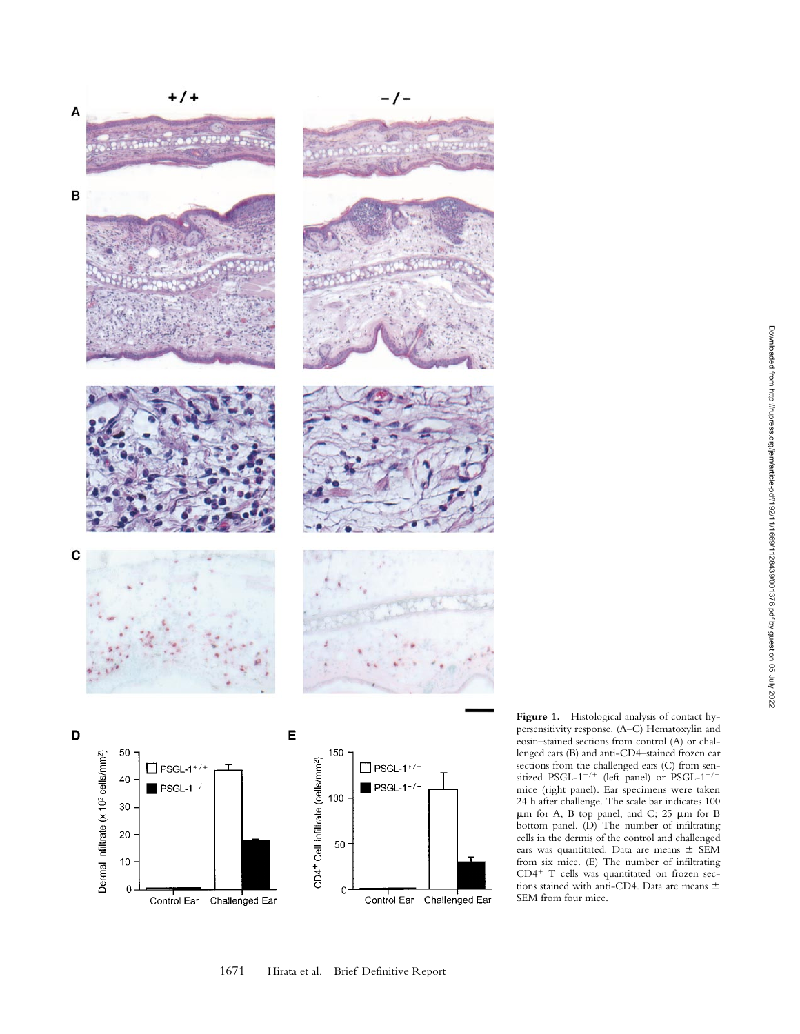**Figure 1.** Histological analysis of contact hypersensitivity response. (A–C) Hematoxylin and eosin–stained sections from control (A) or challenged ears (B) and anti-CD4–stained frozen ear sections from the challenged ears (C) from sensitized PSGL-$1^{+/+}$ (left panel) or PSGL-$1^{-/-}$ mice (right panel). Ear specimens were taken 24 h after challenge. The scale bar indicates 100 μm for A, B top panel, and C; 25 μm for B bottom panel. (D) The number of infiltrating cells in the dermis of the control and challenged ears was quantitated. Data are means ± SEM from six mice. (E) The number of infiltrating $CD4^+$ T cells was quantitated on frozen sections stained with anti-CD4. Data are means ± SEM from four mice.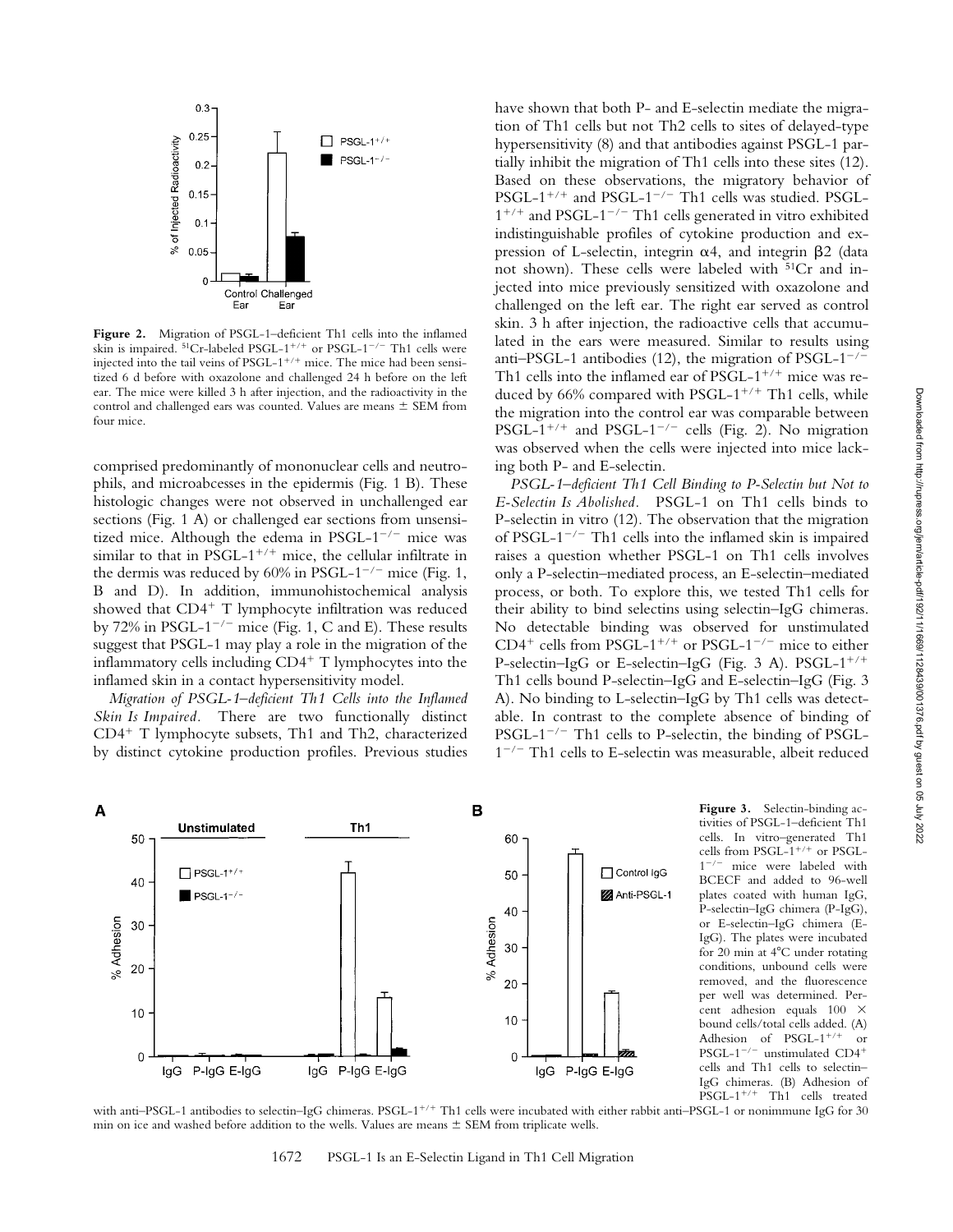**Figure 2.** Migration of PSGL-1–deficient Th1 cells into the inflamed skin is impaired. $^{51}$Cr-labeled PSGL-$1^{+/+}$ or PSGL-$1^{-/-}$ Th1 cells were injected into the tail veins of PSGL-$1^{+/+}$ mice. The mice had been sensitized 6 d before with oxazolone and challenged 24 h before on the left ear. The mice were killed 3 h after injection, and the radioactivity in the control and challenged ears was counted. Values are means ± SEM from four mice.

comprised predominantly of mononuclear cells and neutrophils, and microabscesses in the epidermis (Fig. 1 B). These histologic changes were not observed in unchallenged ear sections (Fig. 1 A) or challenged ear sections from unsensitized mice. Although the edema in PSGL-$1^{-/-}$ mice was similar to that in PSGL-$1^{+/+}$ mice, the cellular infiltrate in the dermis was reduced by 60% in PSGL-$1^{-/-}$ mice (Fig. 1, B and D). In addition, immunohistochemical analysis showed that CD4$^{+}$ T lymphocyte infiltration was reduced by 72% in PSGL-$1^{-/-}$ mice (Fig. 1, C and E). These results suggest that PSGL-1 may play a role in the migration of the inflammatory cells including CD4$^{+}$ T lymphocytes into the inflamed skin in a contact hypersensitivity model.

*Migration of PSGL-1–deficient Th1 Cells into the Inflamed Skin Is Impaired.* There are two functionally distinct CD4$^{+}$ T lymphocyte subsets, Th1 and Th2, characterized by distinct cytokine production profiles. Previous studies have shown that both P- and E-selectin mediate the migration of Th1 cells but not Th2 cells to sites of delayed-type hypersensitivity (8) and that antibodies against PSGL-1 partially inhibit the migration of Th1 cells into these sites (12). Based on these observations, the migratory behavior of PSGL-$1^{+/+}$ and PSGL-$1^{-/-}$ Th1 cells was studied. PSGL-$1^{+/+}$ and PSGL-$1^{-/-}$ Th1 cells generated in vitro exhibited indistinguishable profiles of cytokine production and expression of L-selectin, integrin α4, and integrin β2 (data not shown). These cells were labeled with $^{51}$Cr and injected into mice previously sensitized with oxazolone and challenged on the left ear. The right ear served as control skin. 3 h after injection, the radioactive cells that accumulated in the ears were measured. Similar to results using anti–PSGL-1 antibodies (12), the migration of PSGL-$1^{-/-}$ Th1 cells into the inflamed ear of PSGL-$1^{+/+}$ mice was reduced by 66% compared with PSGL-$1^{+/+}$ Th1 cells, while the migration into the control ear was comparable between PSGL-$1^{+/+}$ and PSGL-$1^{-/-}$ cells (Fig. 2). No migration was observed when the cells were injected into mice lacking both P- and E-selectin.

*PSGL-1–deficient Th1 Cell Binding to P-Selectin but Not to E-Selectin Is Abolished.* PSGL-1 on Th1 cells binds to P-selectin in vitro (12). The observation that the migration of PSGL-$1^{-/-}$ Th1 cells into the inflamed skin is impaired raises a question whether PSGL-1 on Th1 cells involves only a P-selectin–mediated process, an E-selectin–mediated process, or both. To explore this, we tested Th1 cells for their ability to bind selectins using selectin–IgG chimeras. No detectable binding was observed for unstimulated CD4$^{+}$ cells from PSGL-$1^{+/+}$ or PSGL-$1^{-/-}$ mice to either P-selectin–IgG or E-selectin–IgG (Fig. 3 A). PSGL-$1^{+/+}$ Th1 cells bound P-selectin–IgG and E-selectin–IgG (Fig. 3 A). No binding to L-selectin–IgG by Th1 cells was detectable. In contrast to the complete absence of binding of PSGL-$1^{-/-}$ Th1 cells to P-selectin, the binding of PSGL-$1^{-/-}$ Th1 cells to E-selectin was measurable, albeit reduced

**Figure 3.** Selectin-binding activities of PSGL-1–deficient Th1 cells. In vitro–generated Th1 cells from PSGL-$1^{+/+}$ or PSGL-$1^{-/-}$ mice were labeled with BCECF and added to 96-well plates coated with human IgG, P-selectin–IgG chimera (P-IgG), or E-selectin–IgG chimera (E-IgG). The plates were incubated for 20 min at 4°C under rotating conditions, unbound cells were removed, and the fluorescence per well was determined. Percent adhesion equals 100 × bound cells/total cells added. (A) Adhesion of PSGL-$1^{+/+}$ or PSGL-$1^{-/-}$ unstimulated CD4$^{+}$ cells and Th1 cells to selectin–IgG chimeras. (B) Adhesion of PSGL-$1^{+/+}$ Th1 cells treated with anti–PSGL-1 antibodies to selectin–IgG chimeras. PSGL-$1^{+/+}$ Th1 cells were incubated with either rabbit anti–PSGL-1 or nonimmune IgG for 30 min on ice and washed before addition to the wells. Values are means ± SEM from triplicate wells.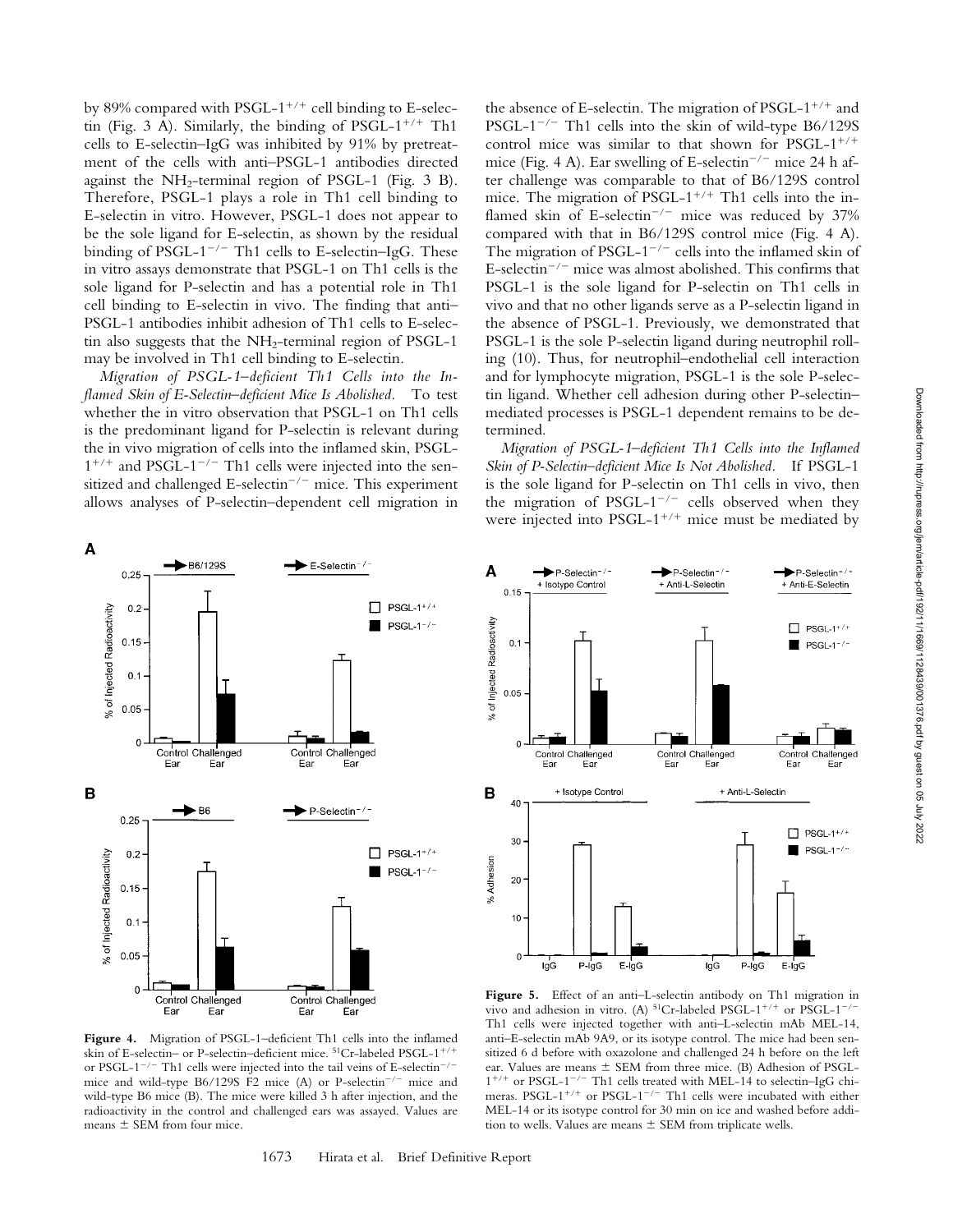by 89% compared with PSGL-1$^{+/+}$ cell binding to E-selectin (Fig. 3 A). Similarly, the binding of PSGL-1$^{+/+}$ Th1 cells to E-selectin–IgG was inhibited by 91% by pretreatment of the cells with anti–PSGL-1 antibodies directed against the $NH_2$-terminal region of PSGL-1 (Fig. 3 B). Therefore, PSGL-1 plays a role in Th1 cell binding to E-selectin in vitro. However, PSGL-1 does not appear to be the sole ligand for E-selectin, as shown by the residual binding of PSGL-1$^{-/-}$ Th1 cells to E-selectin–IgG. These in vitro assays demonstrate that PSGL-1 on Th1 cells is the sole ligand for P-selectin and has a potential role in Th1 cell binding to E-selectin in vivo. The finding that anti–PSGL-1 antibodies inhibit adhesion of Th1 cells to E-selectin also suggests that the $NH_2$-terminal region of PSGL-1 may be involved in Th1 cell binding to E-selectin.

*Migration of PSGL-1–deficient Th1 Cells into the Inflamed Skin of E-Selectin–deficient Mice Is Abolished.* To test whether the in vitro observation that PSGL-1 on Th1 cells is the predominant ligand for P-selectin is relevant during the in vivo migration of cells into the inflamed skin, PSGL-1$^{+/+}$ and PSGL-1$^{-/-}$ Th1 cells were injected into the sensitized and challenged E-selectin$^{-/-}$ mice. This experiment allows analyses of P-selectin–dependent cell migration in the absence of E-selectin. The migration of PSGL-1$^{+/+}$ and PSGL-1$^{-/-}$ Th1 cells into the skin of wild-type B6/129S control mice was similar to that shown for PSGL-1$^{+/+}$ mice (Fig. 4 A). Ear swelling of E-selectin$^{-/-}$ mice 24 h after challenge was comparable to that of B6/129S control mice. The migration of PSGL-1$^{+/+}$ Th1 cells into the inflamed skin of E-selectin$^{-/-}$ mice was reduced by 37% compared with that in B6/129S control mice (Fig. 4 A). The migration of PSGL-1$^{-/-}$ cells into the inflamed skin of E-selectin$^{-/-}$ mice was almost abolished. This confirms that PSGL-1 is the sole ligand for P-selectin on Th1 cells in vivo and that no other ligands serve as a P-selectin ligand in the absence of PSGL-1. Previously, we demonstrated that PSGL-1 is the sole P-selectin ligand during neutrophil rolling (10). Thus, for neutrophil–endothelial cell interaction and for lymphocyte migration, PSGL-1 is the sole P-selectin ligand. Whether cell adhesion during other P-selectin–mediated processes is PSGL-1 dependent remains to be determined.

*Migration of PSGL-1–deficient Th1 Cells into the Inflamed Skin of P-Selectin–deficient Mice Is Not Abolished.* If PSGL-1 is the sole ligand for P-selectin on Th1 cells in vivo, then the migration of PSGL-1$^{-/-}$ cells observed when they were injected into PSGL-1$^{+/+}$ mice must be mediated by

**Figure 4.** Migration of PSGL-1–deficient Th1 cells into the inflamed skin of E-selectin– or P-selectin–deficient mice. $^{51}$Cr-labeled PSGL-1$^{+/+}$ or PSGL-1$^{-/-}$ Th1 cells were injected into the tail veins of E-selectin$^{-/-}$ mice and wild-type B6/129S F2 mice (A) or P-selectin$^{-/-}$ mice and wild-type B6 mice (B). The mice were killed 3 h after injection, and the radioactivity in the control and challenged ears was assayed. Values are means ± SEM from four mice.

**Figure 5.** Effect of an anti–L-selectin antibody on Th1 migration in vivo and adhesion in vitro. (A) $^{51}$Cr-labeled PSGL-1$^{+/+}$ or PSGL-1$^{-/-}$ Th1 cells were injected together with anti–L-selectin mAb MEL-14, anti–E-selectin mAb 9A9, or its isotype control. The mice had been sensitized 6 d before with oxazolone and challenged 24 h before on the left ear. Values are means ± SEM from three mice. (B) Adhesion of PSGL-1$^{+/+}$ or PSGL-1$^{-/-}$ Th1 cells treated with MEL-14 to selectin–IgG chimeras. PSGL-1$^{+/+}$ or PSGL-1$^{-/-}$ Th1 cells were incubated with either MEL-14 or its isotype control for 30 min on ice and washed before addition to wells. Values are means ± SEM from triplicate wells.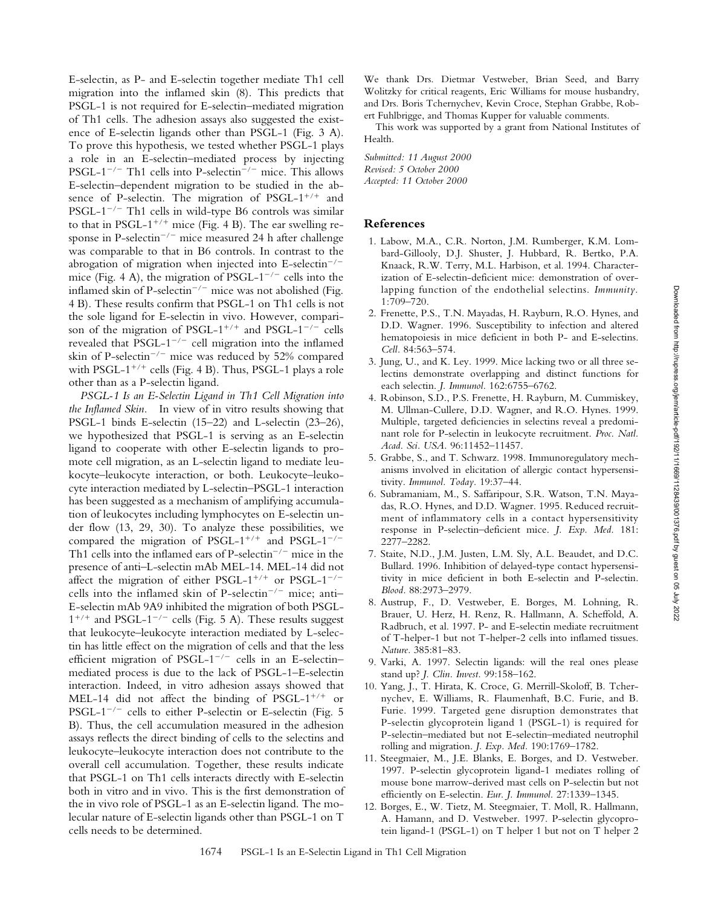E-selectin, as P- and E-selectin together mediate Th1 cell migration into the inflamed skin (8). This predicts that PSGL-1 is not required for E-selectin–mediated migration of Th1 cells. The adhesion assays also suggested the existence of E-selectin ligands other than PSGL-1 (Fig. 3 A). To prove this hypothesis, we tested whether PSGL-1 plays a role in an E-selectin–mediated process by injecting PSGL-$1^{-/-}$ Th1 cells into P-selectin$^{-/-}$ mice. This allows E-selectin–dependent migration to be studied in the absence of P-selectin. The migration of PSGL-$1^{+/+}$ and PSGL-$1^{-/-}$ Th1 cells in wild-type B6 controls was similar to that in PSGL-$1^{+/+}$ mice (Fig. 4 B). The ear swelling response in P-selectin$^{-/-}$ mice measured 24 h after challenge was comparable to that in B6 controls. In contrast to the abrogation of migration when injected into E-selectin$^{-/-}$ mice (Fig. 4 A), the migration of PSGL-$1^{-/-}$ cells into the inflamed skin of P-selectin$^{-/-}$ mice was not abolished (Fig. 4 B). These results confirm that PSGL-1 on Th1 cells is not the sole ligand for E-selectin in vivo. However, comparison of the migration of PSGL-$1^{+/+}$ and PSGL-$1^{-/-}$ cells revealed that PSGL-$1^{-/-}$ cell migration into the inflamed skin of P-selectin$^{-/-}$ mice was reduced by 52% compared with PSGL-$1^{+/+}$ cells (Fig. 4 B). Thus, PSGL-1 plays a role other than as a P-selectin ligand.

*PSGL-1 Is an E-Selectin Ligand in Th1 Cell Migration into the Inflamed Skin.* In view of in vitro results showing that PSGL-1 binds E-selectin (15–22) and L-selectin (23–26), we hypothesized that PSGL-1 is serving as an E-selectin ligand to cooperate with other E-selectin ligands to promote cell migration, as an L-selectin ligand to mediate leukocyte–leukocyte interaction, or both. Leukocyte–leukocyte interaction mediated by L-selectin–PSGL-1 interaction has been suggested as a mechanism of amplifying accumulation of leukocytes including lymphocytes on E-selectin under flow (13, 29, 30). To analyze these possibilities, we compared the migration of PSGL-$1^{+/+}$ and PSGL-$1^{-/-}$ Th1 cells into the inflamed ears of P-selectin$^{-/-}$ mice in the presence of anti–L-selectin mAb MEL-14. MEL-14 did not affect the migration of either PSGL-$1^{+/+}$ or PSGL-$1^{-/-}$ cells into the inflamed skin of P-selectin$^{-/-}$ mice; anti–E-selectin mAb 9A9 inhibited the migration of both PSGL-$1^{+/+}$ and PSGL-$1^{-/-}$ cells (Fig. 5 A). These results suggest that leukocyte–leukocyte interaction mediated by L-selectin has little effect on the migration of cells and that the less efficient migration of PSGL-$1^{-/-}$ cells in an E-selectin–mediated process is due to the lack of PSGL-1–E-selectin interaction. Indeed, in vitro adhesion assays showed that MEL-14 did not affect the binding of PSGL-$1^{+/+}$ or PSGL-$1^{-/-}$ cells to either P-selectin or E-selectin (Fig. 5 B). Thus, the cell accumulation measured in the adhesion assays reflects the direct binding of cells to the selectins and leukocyte–leukocyte interaction does not contribute to the overall cell accumulation. Together, these results indicate that PSGL-1 on Th1 cells interacts directly with E-selectin both in vitro and in vivo. This is the first demonstration of the in vivo role of PSGL-1 as an E-selectin ligand. The molecular nature of E-selectin ligands other than PSGL-1 on T cells needs to be determined.

We thank Drs. Dietmar Vestweber, Brian Seed, and Barry Wolitzky for critical reagents, Eric Williams for mouse husbandry, and Drs. Boris Tchernychev, Kevin Croce, Stephan Grabbe, Robert Fuhlbrigge, and Thomas Kupper for valuable comments.

This work was supported by a grant from National Institutes of Health.

*Submitted: 11 August 2000*
*Revised: 5 October 2000*
*Accepted: 11 October 2000*

## References

1. Labow, M.A., C.R. Norton, J.M. Rumberger, K.M. Lombard-Gillooly, D.J. Shuster, J. Hubbard, R. Bertko, P.A. Knaack, R.W. Terry, M.L. Harbison, et al. 1994. Characterization of E-selectin-deficient mice: demonstration of overlapping function of the endothelial selectins. *Immunity.* 1:709–720.
2. Frenette, P.S., T.N. Mayadas, H. Rayburn, R.O. Hynes, and D.D. Wagner. 1996. Susceptibility to infection and altered hematopoiesis in mice deficient in both P- and E-selectins. *Cell.* 84:563–574.
3. Jung, U., and K. Ley. 1999. Mice lacking two or all three selectins demonstrate overlapping and distinct functions for each selectin. *J. Immunol.* 162:6755–6762.
4. Robinson, S.D., P.S. Frenette, H. Rayburn, M. Cummiskey, M. Ullman-Cullere, D.D. Wagner, and R.O. Hynes. 1999. Multiple, targeted deficiencies in selectins reveal a predominant role for P-selectin in leukocyte recruitment. *Proc. Natl. Acad. Sci. USA.* 96:11452–11457.
5. Grabbe, S., and T. Schwarz. 1998. Immunoregulatory mechanisms involved in elicitation of allergic contact hypersensitivity. *Immunol. Today.* 19:37–44.
6. Subramaniam, M., S. Saffaripour, S.R. Watson, T.N. Mayadas, R.O. Hynes, and D.D. Wagner. 1995. Reduced recruitment of inflammatory cells in a contact hypersensitivity response in P-selectin–deficient mice. *J. Exp. Med.* 181: 2277–2282.
7. Staite, N.D., J.M. Justen, L.M. Sly, A.L. Beaudet, and D.C. Bullard. 1996. Inhibition of delayed-type contact hypersensitivity in mice deficient in both E-selectin and P-selectin. *Blood.* 88:2973–2979.
8. Austrup, F., D. Vestweber, E. Borges, M. Lohning, R. Brauer, U. Herz, H. Renz, R. Hallmann, A. Scheffold, A. Radbruch, et al. 1997. P- and E-selectin mediate recruitment of T-helper-1 but not T-helper-2 cells into inflamed tissues. *Nature.* 385:81–83.
9. Varki, A. 1997. Selectin ligands: will the real ones please stand up? *J. Clin. Invest.* 99:158–162.
10. Yang, J., T. Hirata, K. Croce, G. Merrill-Skoloff, B. Tchernychev, E. Williams, R. Flaumenhaft, B.C. Furie, and B. Furie. 1999. Targeted gene disruption demonstrates that P-selectin glycoprotein ligand 1 (PSGL-1) is required for P-selectin–mediated but not E-selectin–mediated neutrophil rolling and migration. *J. Exp. Med.* 190:1769–1782.
11. Steegmaier, M., J.E. Blanks, E. Borges, and D. Vestweber. 1997. P-selectin glycoprotein ligand-1 mediates rolling of mouse bone marrow-derived mast cells on P-selectin but not efficiently on E-selectin. *Eur. J. Immunol.* 27:1339–1345.
12. Borges, E., W. Tietz, M. Steegmaier, T. Moll, R. Hallmann, A. Hamann, and D. Vestweber. 1997. P-selectin glycoprotein ligand-1 (PSGL-1) on T helper 1 but not on T helper 2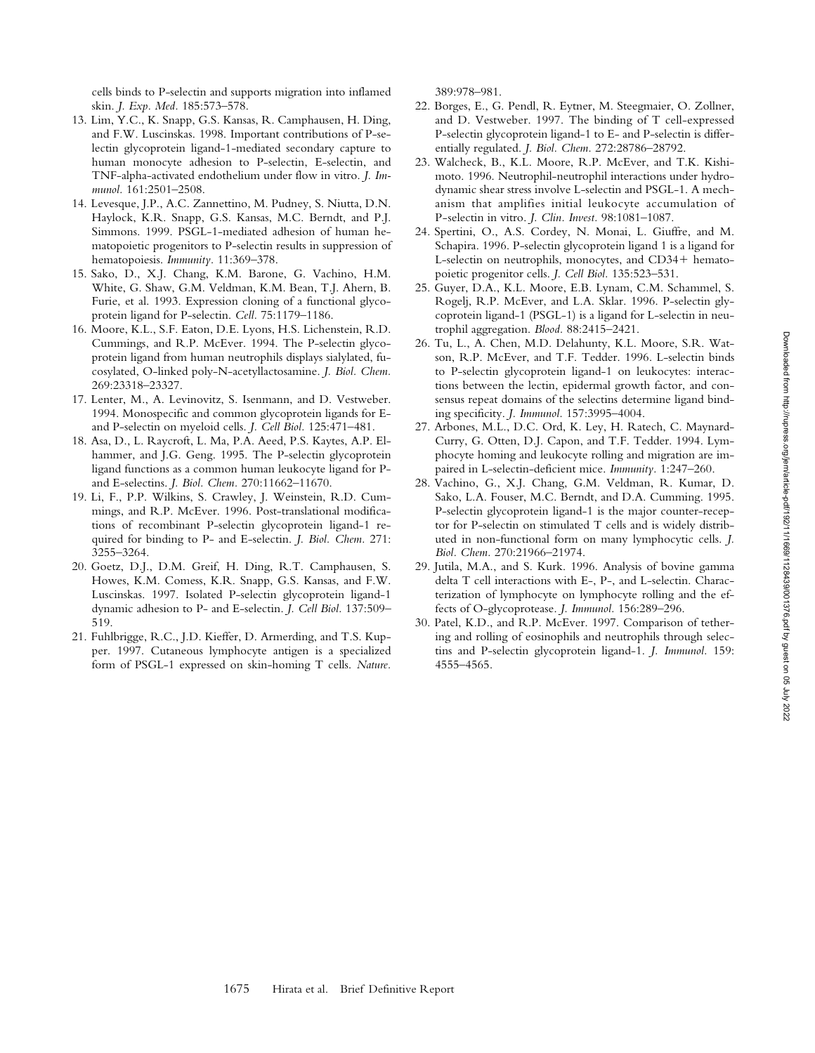cells binds to P-selectin and supports migration into inflamed skin. *J. Exp. Med.* 185:573–578.

13. Lim, Y.C., K. Snapp, G.S. Kansas, R. Camphausen, H. Ding, and F.W. Luscinskas. 1998. Important contributions of P-selectin glycoprotein ligand-1-mediated secondary capture to human monocyte adhesion to P-selectin, E-selectin, and TNF-alpha-activated endothelium under flow in vitro. *J. Immunol.* 161:2501–2508.
14. Levesque, J.P., A.C. Zannettino, M. Pudney, S. Niutta, D.N. Haylock, K.R. Snapp, G.S. Kansas, M.C. Berndt, and P.J. Simmons. 1999. PSGL-1-mediated adhesion of human hematopoietic progenitors to P-selectin results in suppression of hematopoiesis. *Immunity.* 11:369–378.
15. Sako, D., X.J. Chang, K.M. Barone, G. Vachino, H.M. White, G. Shaw, G.M. Veldman, K.M. Bean, T.J. Ahern, B. Furie, et al. 1993. Expression cloning of a functional glycoprotein ligand for P-selectin. *Cell.* 75:1179–1186.
16. Moore, K.L., S.F. Eaton, D.E. Lyons, H.S. Lichenstein, R.D. Cummings, and R.P. McEver. 1994. The P-selectin glycoprotein ligand from human neutrophils displays sialylated, fucosylated, O-linked poly-N-acetyllactosamine. *J. Biol. Chem.* 269:23318–23327.
17. Lenter, M., A. Levinovitz, S. Isenmann, and D. Vestweber. 1994. Monospecific and common glycoprotein ligands for E- and P-selectin on myeloid cells. *J. Cell Biol.* 125:471–481.
18. Asa, D., L. Raycroft, L. Ma, P.A. Aeed, P.S. Kaytes, A.P. Elhammer, and J.G. Geng. 1995. The P-selectin glycoprotein ligand functions as a common human leukocyte ligand for P- and E-selectins. *J. Biol. Chem.* 270:11662–11670.
19. Li, F., P.P. Wilkins, S. Crawley, J. Weinstein, R.D. Cummings, and R.P. McEver. 1996. Post-translational modifications of recombinant P-selectin glycoprotein ligand-1 required for binding to P- and E-selectin. *J. Biol. Chem.* 271: 3255–3264.
20. Goetz, D.J., D.M. Greif, H. Ding, R.T. Camphausen, S. Howes, K.M. Comess, K.R. Snapp, G.S. Kansas, and F.W. Luscinskas. 1997. Isolated P-selectin glycoprotein ligand-1 dynamic adhesion to P- and E-selectin. *J. Cell Biol.* 137:509–519.
21. Fuhlbrigge, R.C., J.D. Kieffer, D. Armerding, and T.S. Kupper. 1997. Cutaneous lymphocyte antigen is a specialized form of PSGL-1 expressed on skin-homing T cells. *Nature.* 389:978–981.
22. Borges, E., G. Pendl, R. Eytner, M. Steegmaier, O. Zollner, and D. Vestweber. 1997. The binding of T cell-expressed P-selectin glycoprotein ligand-1 to E- and P-selectin is differentially regulated. *J. Biol. Chem.* 272:28786–28792.
23. Walcheck, B., K.L. Moore, R.P. McEver, and T.K. Kishimoto. 1996. Neutrophil-neutrophil interactions under hydrodynamic shear stress involve L-selectin and PSGL-1. A mechanism that amplifies initial leukocyte accumulation of P-selectin in vitro. *J. Clin. Invest.* 98:1081–1087.
24. Spertini, O., A.S. Cordey, N. Monai, L. Giuffre, and M. Schapira. 1996. P-selectin glycoprotein ligand 1 is a ligand for L-selectin on neutrophils, monocytes, and CD34+ hematopoietic progenitor cells. *J. Cell Biol.* 135:523–531.
25. Guyer, D.A., K.L. Moore, E.B. Lynam, C.M. Schammel, S. Rogelj, R.P. McEver, and L.A. Sklar. 1996. P-selectin glycoprotein ligand-1 (PSGL-1) is a ligand for L-selectin in neutrophil aggregation. *Blood.* 88:2415–2421.
26. Tu, L., A. Chen, M.D. Delahunty, K.L. Moore, S.R. Watson, R.P. McEver, and T.F. Tedder. 1996. L-selectin binds to P-selectin glycoprotein ligand-1 on leukocytes: interactions between the lectin, epidermal growth factor, and consensus repeat domains of the selectins determine ligand binding specificity. *J. Immunol.* 157:3995–4004.
27. Arbones, M.L., D.C. Ord, K. Ley, H. Ratech, C. Maynard-Curry, G. Otten, D.J. Capon, and T.F. Tedder. 1994. Lymphocyte homing and leukocyte rolling and migration are impaired in L-selectin-deficient mice. *Immunity.* 1:247–260.
28. Vachino, G., X.J. Chang, G.M. Veldman, R. Kumar, D. Sako, L.A. Fouser, M.C. Berndt, and D.A. Cumming. 1995. P-selectin glycoprotein ligand-1 is the major counter-receptor for P-selectin on stimulated T cells and is widely distributed in non-functional form on many lymphocytic cells. *J. Biol. Chem.* 270:21966–21974.
29. Jutila, M.A., and S. Kurk. 1996. Analysis of bovine gamma delta T cell interactions with E-, P-, and L-selectin. Characterization of lymphocyte on lymphocyte rolling and the effects of O-glycoprotease. *J. Immunol.* 156:289–296.
30. Patel, K.D., and R.P. McEver. 1997. Comparison of tethering and rolling of eosinophils and neutrophils through selectins and P-selectin glycoprotein ligand-1. *J. Immunol.* 159: 4555–4565.